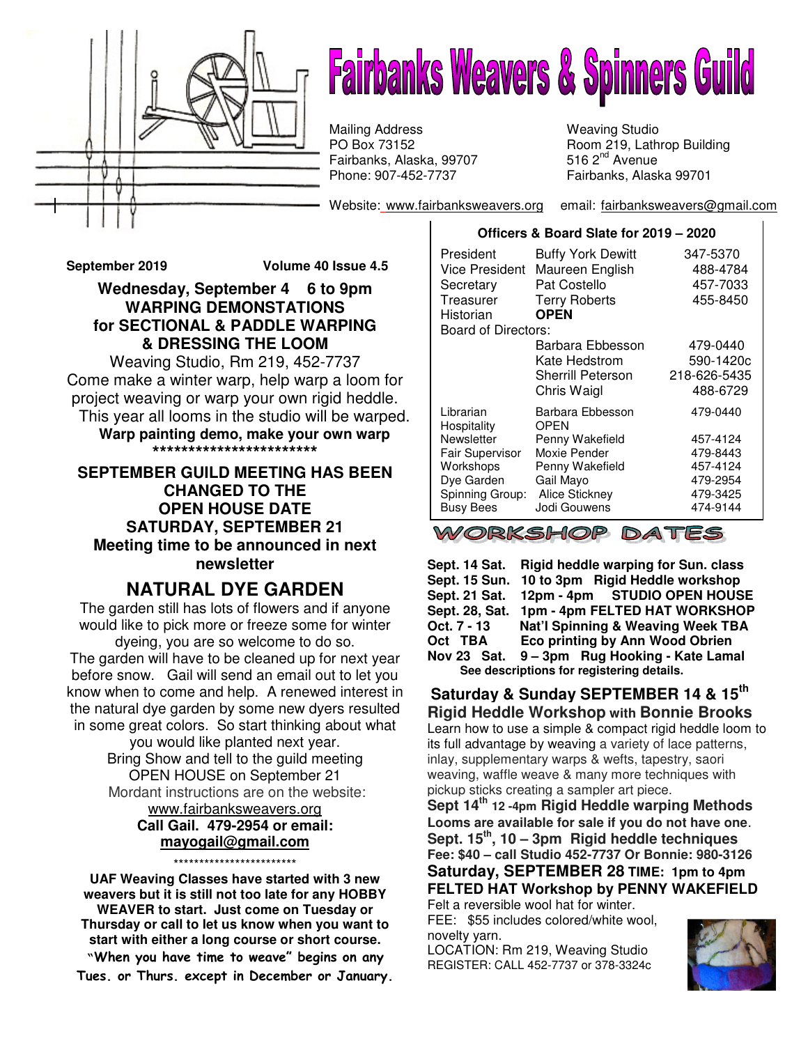# Fairbanks Weavers & Spinners Guild

Mailing Address
PO Box 73152
Fairbanks, Alaska, 99707
Phone: 907-452-7737

Weaving Studio
Room 219, Lathrop Building
516 2nd Avenue
Fairbanks, Alaska 99701

Website: www.fairbanksweavers.org email: fairbanksweavers@gmail.com

**September 2019** **Volume 40 Issue 4.5**

### Wednesday, September 4 6 to 9pm
### WARPING DEMONSTATIONS for SECTIONAL & PADDLE WARPING & DRESSING THE LOOM

Weaving Studio, Rm 219, 452-7737
Come make a winter warp, help warp a loom for project weaving or warp your own rigid heddle.
This year all looms in the studio will be warped.
**Warp painting demo, make your own warp**

************************

### SEPTEMBER GUILD MEETING HAS BEEN CHANGED TO THE OPEN HOUSE DATE SATURDAY, SEPTEMBER 21
**Meeting time to be announced in next newsletter**

## NATURAL DYE GARDEN

The garden still has lots of flowers and if anyone would like to pick more or freeze some for winter dyeing, you are so welcome to do so.
The garden will have to be cleaned up for next year before snow. Gail will send an email out to let you know when to come and help. A renewed interest in the natural dye garden by some new dyers resulted in some great colors. So start thinking about what you would like planted next year.
Bring Show and tell to the guild meeting OPEN HOUSE on September 21
Mordant instructions are on the website:
www.fairbanksweavers.org
**Call Gail. 479-2954 or email:**
**mayogail@gmail.com**

************************

**UAF Weaving Classes have started with 3 new weavers but it is still not too late for any HOBBY WEAVER to start. Just come on Tuesday or Thursday or call to let us know when you want to start with either a long course or short course.**
**"When you have time to weave" begins on any Tues. or Thurs. except in December or January.**

**Officers & Board Slate for 2019 – 2020**

| | | |
|---|---|---|
| President | Buffy York Dewitt | 347-5370 |
| Vice President | Maureen English | 488-4784 |
| Secretary | Pat Costello | 457-7033 |
| Treasurer | Terry Roberts | 455-8450 |
| Historian | **OPEN** | |
| Board of Directors: | | |
| | Barbara Ebbesson | 479-0440 |
| | Kate Hedstrom | 590-1420c |
| | Sherrill Peterson | 218-626-5435 |
| | Chris Waigl | 488-6729 |
| Librarian | Barbara Ebbesson | 479-0440 |
| Hospitality | OPEN | |
| Newsletter | Penny Wakefield | 457-4124 |
| Fair Supervisor | Moxie Pender | 479-8443 |
| Workshops | Penny Wakefield | 457-4124 |
| Dye Garden | Gail Mayo | 479-2954 |
| Spinning Group: | Alice Stickney | 479-3425 |
| Busy Bees | Jodi Gouwens | 474-9144 |

## WORKSHOP DATES

**Sept. 14 Sat.** Rigid heddle warping for Sun. class
**Sept. 15 Sun.** 10 to 3pm Rigid Heddle workshop
**Sept. 21 Sat.** 12pm - 4pm STUDIO OPEN HOUSE
**Sept. 28, Sat.** 1pm - 4pm FELTED HAT WORKSHOP
**Oct. 7 - 13** Nat'l Spinning & Weaving Week TBA
**Oct TBA** Eco printing by Ann Wood Obrien
**Nov 23 Sat.** 9 – 3pm Rug Hooking - Kate Lamal
**See descriptions for registering details.**

### Saturday & Sunday SEPTEMBER 14 & 15th
### Rigid Heddle Workshop with Bonnie Brooks

Learn how to use a simple & compact rigid heddle loom to its full advantage by weaving a variety of lace patterns, inlay, supplementary warps & wefts, tapestry, saori weaving, waffle weave & many more techniques with pickup sticks creating a sampler art piece.
**Sept 14th 12 -4pm Rigid Heddle warping Methods**
**Looms are available for sale if you do not have one.**
**Sept. 15th, 10 – 3pm Rigid heddle techniques**
**Fee: $40 – call Studio 452-7737 Or Bonnie: 980-3126**

### Saturday, SEPTEMBER 28 TIME: 1pm to 4pm
### FELTED HAT Workshop by PENNY WAKEFIELD

Felt a reversible wool hat for winter.
FEE: $55 includes colored/white wool, novelty yarn.
LOCATION: Rm 219, Weaving Studio
REGISTER: CALL 452-7737 or 378-3324c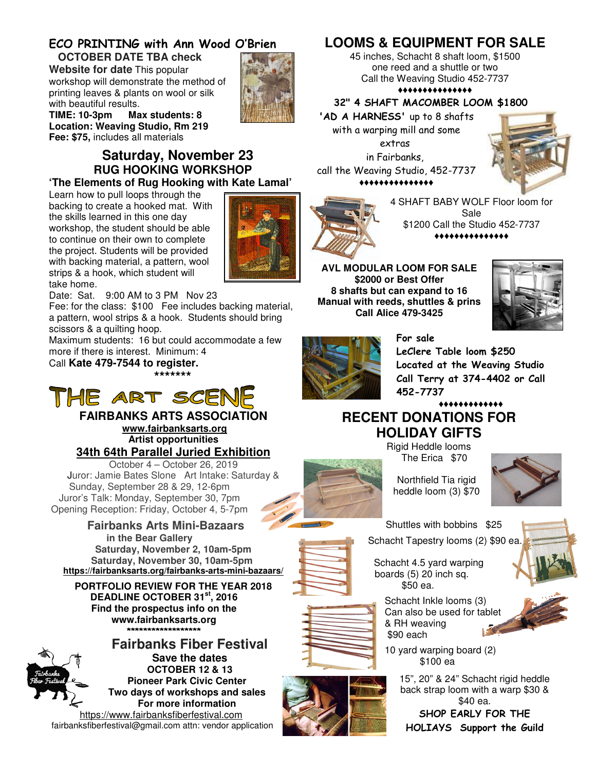## ECO PRINTING with Ann Wood O'Brien

**OCTOBER DATE TBA check Website for date** This popular workshop will demonstrate the method of printing leaves & plants on wool or silk with beautiful results.

**TIME: 10-3pm     Max students: 8**
**Location: Weaving Studio, Rm 219**
**Fee: $75,** includes all materials

## Saturday, November 23
### RUG HOOKING WORKSHOP
### 'The Elements of Rug Hooking with Kate Lamal'

Learn how to pull loops through the backing to create a hooked mat. With the skills learned in this one day workshop, the student should be able to continue on their own to complete the project. Students will be provided with backing material, a pattern, wool strips & a hook, which student will take home.

Date: Sat.   9:00 AM to 3 PM   Nov 23

Fee: for the class: $100   Fee includes backing material, a pattern, wool strips & a hook. Students should bring scissors & a quilting hoop.

Maximum students: 16 but could accommodate a few more if there is interest. Minimum: 4

Call **Kate 479-7544 to register.**

*******

# THE ART SCENE

## FAIRBANKS ARTS ASSOCIATION

**www.fairbanksarts.org**
**Artist opportunities**

### 34th 64th Parallel Juried Exhibition

October 4 – October 26, 2019
Juror: Jamie Bates Slone   Art Intake: Saturday & Sunday, September 28 & 29, 12-6pm
Juror's Talk: Monday, September 30, 7pm
Opening Reception: Friday, October 4, 5-7pm

### Fairbanks Arts Mini-Bazaars

**in the Bear Gallery**
**Saturday, November 2, 10am-5pm**
**Saturday, November 30, 10am-5pm**
**https://fairbanksarts.org/fairbanks-arts-mini-bazaars/**

**PORTFOLIO REVIEW FOR THE YEAR 2018**
**DEADLINE OCTOBER 31st, 2016**
**Find the prospectus info on the www.fairbanksarts.org**

*******************

## Fairbanks Fiber Festival

**Save the dates**
**OCTOBER 12 & 13**
**Pioneer Park Civic Center**
**Two days of workshops and sales**
**For more information**

https://www.fairbanksfiberfestival.com
fairbanksfiberfestival@gmail.com attn: vendor application

# LOOMS & EQUIPMENT FOR SALE

45 inches, Schacht 8 shaft loom, $1500
one reed and a shuttle or two
Call the Weaving Studio 452-7737

♦♦♦♦♦♦♦♦♦♦♦♦♦♦♦

**32" 4 SHAFT MACOMBER LOOM $1800**

**'AD A HARNESS'** up to 8 shafts with a warping mill and some extras in Fairbanks, call the Weaving Studio, 452-7737

♦♦♦♦♦♦♦♦♦♦♦♦♦♦♦

4 SHAFT BABY WOLF Floor loom for Sale
$1200 Call the Studio 452-7737

♦♦♦♦♦♦♦♦♦♦♦♦♦♦♦

**AVL MODULAR LOOM FOR SALE**
**$2000 or Best Offer**
**8 shafts but can expand to 16**
**Manual with reeds, shuttles & prins**
**Call Alice 479-3425**

**For sale**
**LeClere Table loom $250**
**Located at the Weaving Studio**
**Call Terry at 374-4402 or Call 452-7737**

♦♦♦♦♦♦♦♦♦♦♦♦♦

## RECENT DONATIONS FOR HOLIDAY GIFTS

Rigid Heddle looms
The Erica   $70

Northfield Tia rigid heddle loom (3) $70

Shuttles with bobbins   $25

Schacht Tapestry looms (2) $90 ea.

Schacht 4.5 yard warping boards (5) 20 inch sq. $50 ea.

Schacht Inkle looms (3)
Can also be used for tablet & RH weaving
$90 each

10 yard warping board (2)
$100 ea

15", 20" & 24" Schacht rigid heddle back strap loom with a warp $30 & $40 ea.

**SHOP EARLY FOR THE HOLIAYS  Support the Guild**